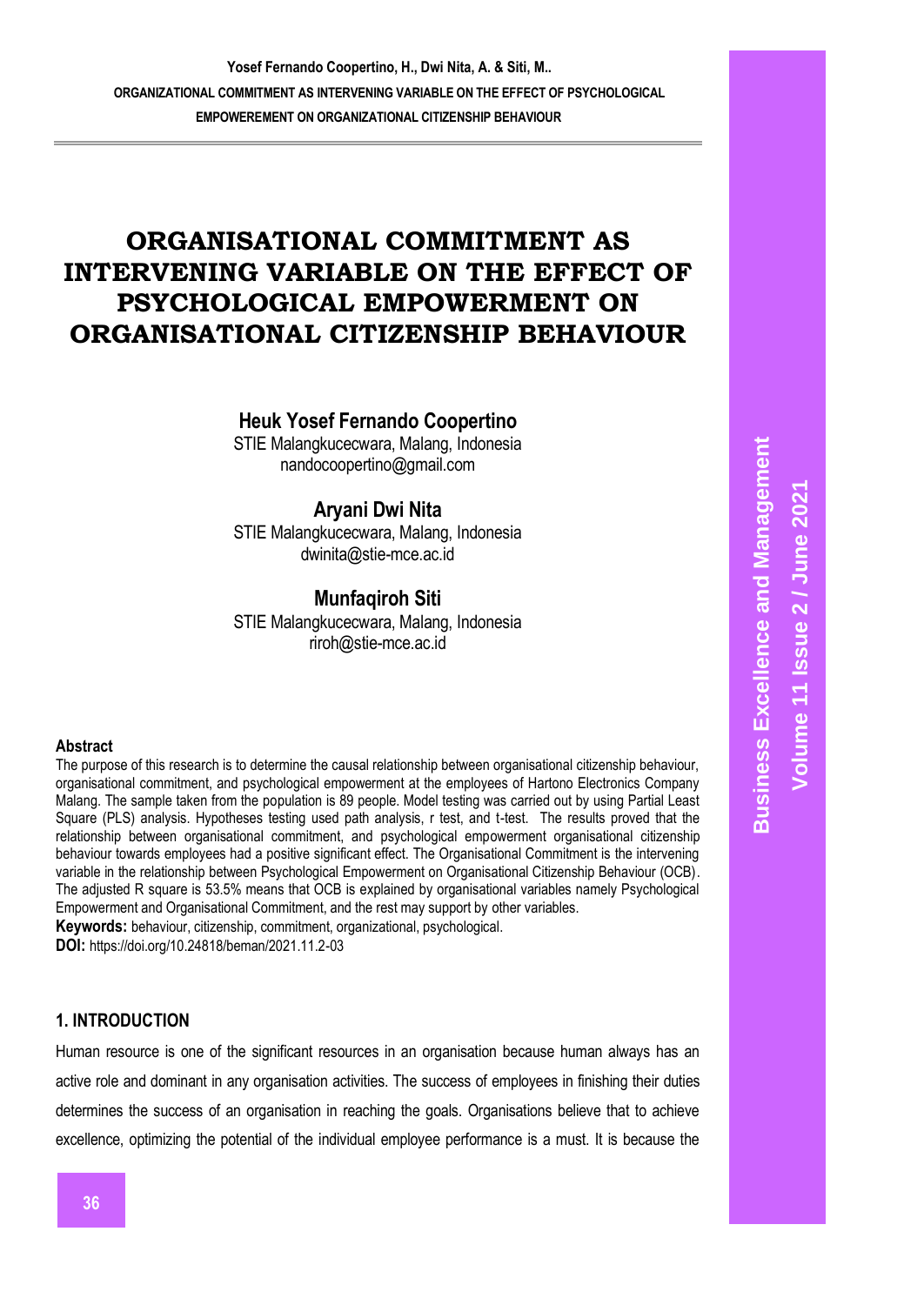# ORGANISATIONAL COMMITMENT AS INTERVENING VARIABLE ON THE EFFECT OF PSYCHOLOGICAL EMPOWERMENT ON ORGANISATIONAL CITIZENSHIP BEHAVIOUR

**Heuk Yosef Fernando Coopertino**
STIE Malangkucecwara, Malang, Indonesia
nandocoopertino@gmail.com

**Aryani Dwi Nita**
STIE Malangkucecwara, Malang, Indonesia
dwinita@stie-mce.ac.id

**Munfaqiroh Siti**
STIE Malangkucecwara, Malang, Indonesia
riroh@stie-mce.ac.id

**Abstract**

The purpose of this research is to determine the causal relationship between organisational citizenship behaviour, organisational commitment, and psychological empowerment at the employees of Hartono Electronics Company Malang. The sample taken from the population is 89 people. Model testing was carried out by using Partial Least Square (PLS) analysis. Hypotheses testing used path analysis, r test, and t-test. The results proved that the relationship between organisational commitment, and psychological empowerment organisational citizenship behaviour towards employees had a positive significant effect. The Organisational Commitment is the intervening variable in the relationship between Psychological Empowerment on Organisational Citizenship Behaviour (OCB). The adjusted R square is 53.5% means that OCB is explained by organisational variables namely Psychological Empowerment and Organisational Commitment, and the rest may support by other variables.

**Keywords:** behaviour, citizenship, commitment, organizational, psychological.

**DOI:** https://doi.org/10.24818/beman/2021.11.2-03

## 1. INTRODUCTION

Human resource is one of the significant resources in an organisation because human always has an active role and dominant in any organisation activities. The success of employees in finishing their duties determines the success of an organisation in reaching the goals. Organisations believe that to achieve excellence, optimizing the potential of the individual employee performance is a must. It is because the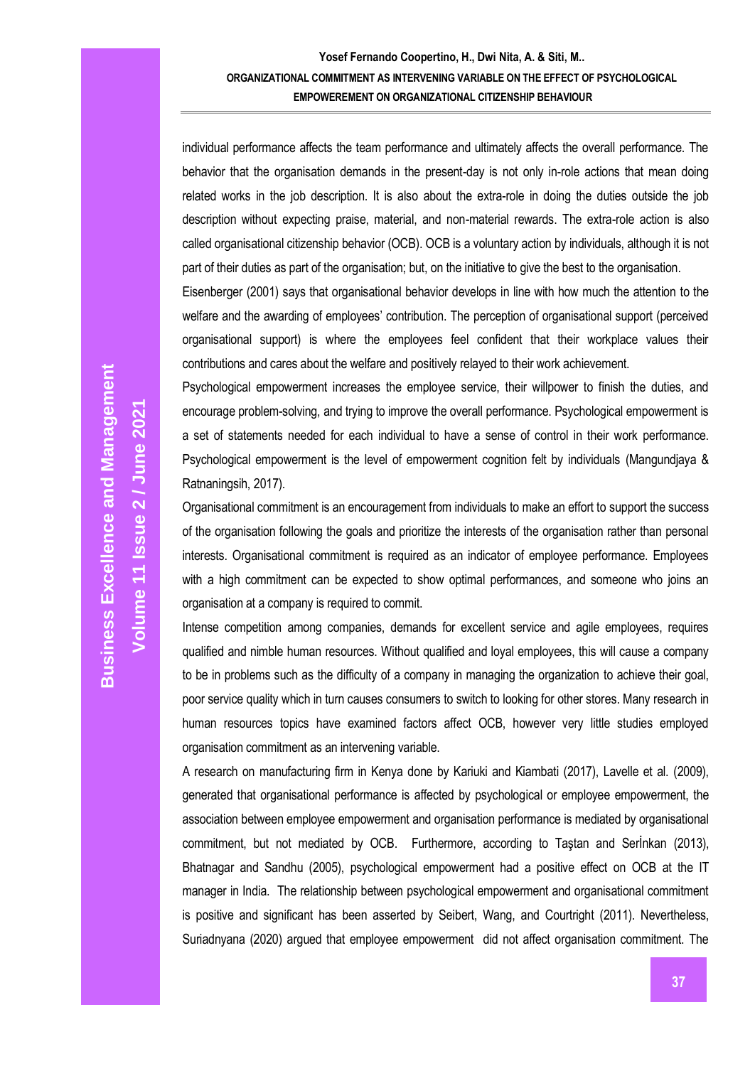individual performance affects the team performance and ultimately affects the overall performance. The behavior that the organisation demands in the present-day is not only in-role actions that mean doing related works in the job description. It is also about the extra-role in doing the duties outside the job description without expecting praise, material, and non-material rewards. The extra-role action is also called organisational citizenship behavior (OCB). OCB is a voluntary action by individuals, although it is not part of their duties as part of the organisation; but, on the initiative to give the best to the organisation.

Eisenberger (2001) says that organisational behavior develops in line with how much the attention to the welfare and the awarding of employees' contribution. The perception of organisational support (perceived organisational support) is where the employees feel confident that their workplace values their contributions and cares about the welfare and positively relayed to their work achievement.

Psychological empowerment increases the employee service, their willpower to finish the duties, and encourage problem-solving, and trying to improve the overall performance. Psychological empowerment is a set of statements needed for each individual to have a sense of control in their work performance. Psychological empowerment is the level of empowerment cognition felt by individuals (Mangundjaya & Ratnaningsih, 2017).

Organisational commitment is an encouragement from individuals to make an effort to support the success of the organisation following the goals and prioritize the interests of the organisation rather than personal interests. Organisational commitment is required as an indicator of employee performance. Employees with a high commitment can be expected to show optimal performances, and someone who joins an organisation at a company is required to commit.

Intense competition among companies, demands for excellent service and agile employees, requires qualified and nimble human resources. Without qualified and loyal employees, this will cause a company to be in problems such as the difficulty of a company in managing the organization to achieve their goal, poor service quality which in turn causes consumers to switch to looking for other stores. Many research in human resources topics have examined factors affect OCB, however very little studies employed organisation commitment as an intervening variable.

A research on manufacturing firm in Kenya done by Kariuki and Kiambati (2017), Lavelle et al. (2009), generated that organisational performance is affected by psychological or employee empowerment, the association between employee empowerment and organisation performance is mediated by organisational commitment, but not mediated by OCB. Furthermore, according to Taştan and Serİnkan (2013), Bhatnagar and Sandhu (2005), psychological empowerment had a positive effect on OCB at the IT manager in India. The relationship between psychological empowerment and organisational commitment is positive and significant has been asserted by Seibert, Wang, and Courtright (2011). Nevertheless, Suriadnyana (2020) argued that employee empowerment did not affect organisation commitment. The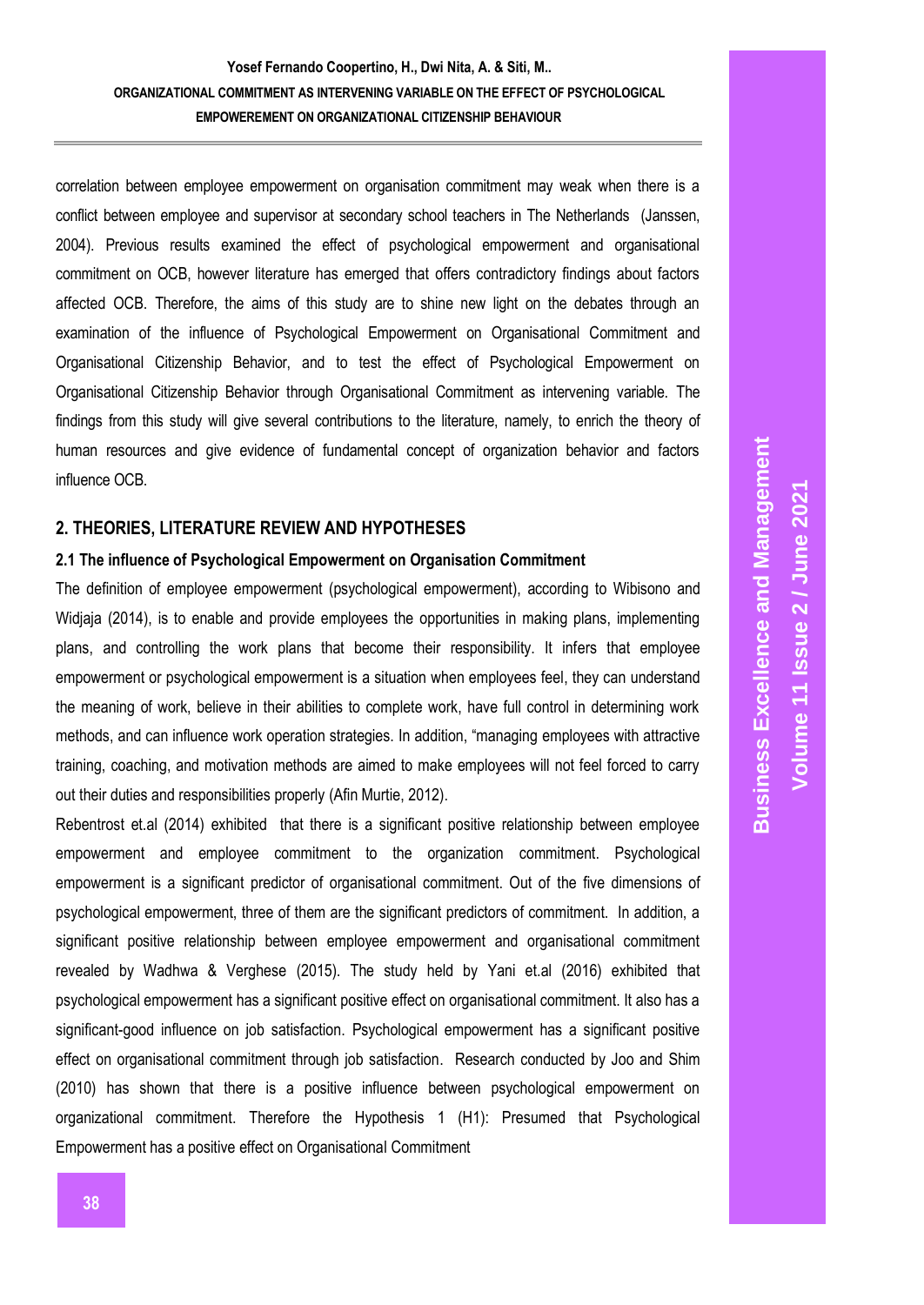correlation between employee empowerment on organisation commitment may weak when there is a conflict between employee and supervisor at secondary school teachers in The Netherlands (Janssen, 2004). Previous results examined the effect of psychological empowerment and organisational commitment on OCB, however literature has emerged that offers contradictory findings about factors affected OCB. Therefore, the aims of this study are to shine new light on the debates through an examination of the influence of Psychological Empowerment on Organisational Commitment and Organisational Citizenship Behavior, and to test the effect of Psychological Empowerment on Organisational Citizenship Behavior through Organisational Commitment as intervening variable. The findings from this study will give several contributions to the literature, namely, to enrich the theory of human resources and give evidence of fundamental concept of organization behavior and factors influence OCB.

## 2. THEORIES, LITERATURE REVIEW AND HYPOTHESES

### 2.1 The influence of Psychological Empowerment on Organisation Commitment

The definition of employee empowerment (psychological empowerment), according to Wibisono and Widjaja (2014), is to enable and provide employees the opportunities in making plans, implementing plans, and controlling the work plans that become their responsibility. It infers that employee empowerment or psychological empowerment is a situation when employees feel, they can understand the meaning of work, believe in their abilities to complete work, have full control in determining work methods, and can influence work operation strategies. In addition, "managing employees with attractive training, coaching, and motivation methods are aimed to make employees will not feel forced to carry out their duties and responsibilities properly (Afin Murtie, 2012).

Rebentrost et.al (2014) exhibited that there is a significant positive relationship between employee empowerment and employee commitment to the organization commitment. Psychological empowerment is a significant predictor of organisational commitment. Out of the five dimensions of psychological empowerment, three of them are the significant predictors of commitment. In addition, a significant positive relationship between employee empowerment and organisational commitment revealed by Wadhwa & Verghese (2015). The study held by Yani et.al (2016) exhibited that psychological empowerment has a significant positive effect on organisational commitment. It also has a significant-good influence on job satisfaction. Psychological empowerment has a significant positive effect on organisational commitment through job satisfaction. Research conducted by Joo and Shim (2010) has shown that there is a positive influence between psychological empowerment on organizational commitment. Therefore the Hypothesis 1 (H1): Presumed that Psychological Empowerment has a positive effect on Organisational Commitment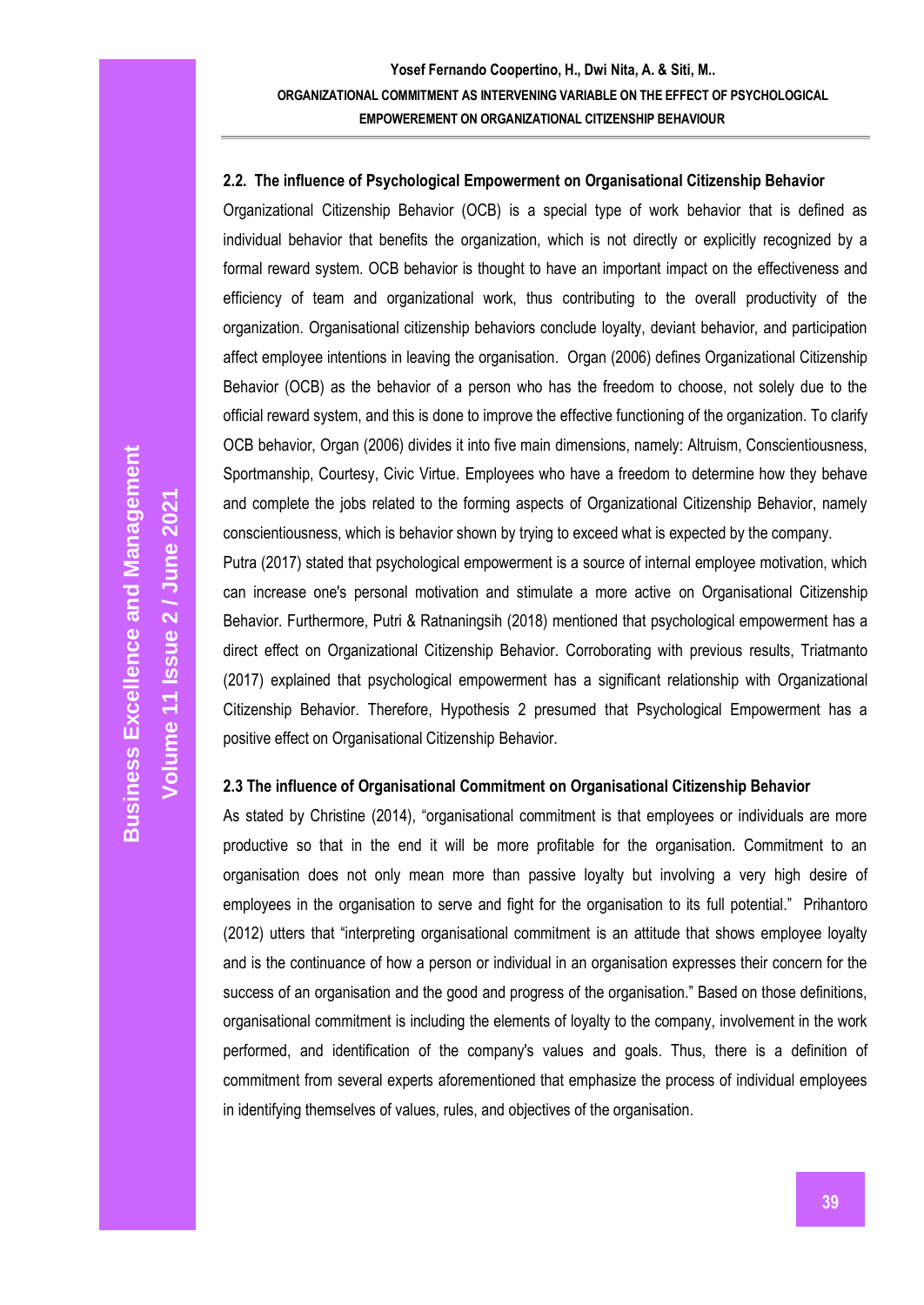### 2.2. The influence of Psychological Empowerment on Organisational Citizenship Behavior

Organizational Citizenship Behavior (OCB) is a special type of work behavior that is defined as individual behavior that benefits the organization, which is not directly or explicitly recognized by a formal reward system. OCB behavior is thought to have an important impact on the effectiveness and efficiency of team and organizational work, thus contributing to the overall productivity of the organization. Organisational citizenship behaviors conclude loyalty, deviant behavior, and participation affect employee intentions in leaving the organisation. Organ (2006) defines Organizational Citizenship Behavior (OCB) as the behavior of a person who has the freedom to choose, not solely due to the official reward system, and this is done to improve the effective functioning of the organization. To clarify OCB behavior, Organ (2006) divides it into five main dimensions, namely: Altruism, Conscientiousness, Sportmanship, Courtesy, Civic Virtue. Employees who have a freedom to determine how they behave and complete the jobs related to the forming aspects of Organizational Citizenship Behavior, namely conscientiousness, which is behavior shown by trying to exceed what is expected by the company.

Putra (2017) stated that psychological empowerment is a source of internal employee motivation, which can increase one's personal motivation and stimulate a more active on Organisational Citizenship Behavior. Furthermore, Putri & Ratnaningsih (2018) mentioned that psychological empowerment has a direct effect on Organizational Citizenship Behavior. Corroborating with previous results, Triatmanto (2017) explained that psychological empowerment has a significant relationship with Organizational Citizenship Behavior. Therefore, Hypothesis 2 presumed that Psychological Empowerment has a positive effect on Organisational Citizenship Behavior.

### 2.3 The influence of Organisational Commitment on Organisational Citizenship Behavior

As stated by Christine (2014), "organisational commitment is that employees or individuals are more productive so that in the end it will be more profitable for the organisation. Commitment to an organisation does not only mean more than passive loyalty but involving a very high desire of employees in the organisation to serve and fight for the organisation to its full potential." Prihantoro (2012) utters that "interpreting organisational commitment is an attitude that shows employee loyalty and is the continuance of how a person or individual in an organisation expresses their concern for the success of an organisation and the good and progress of the organisation." Based on those definitions, organisational commitment is including the elements of loyalty to the company, involvement in the work performed, and identification of the company's values and goals. Thus, there is a definition of commitment from several experts aforementioned that emphasize the process of individual employees in identifying themselves of values, rules, and objectives of the organisation.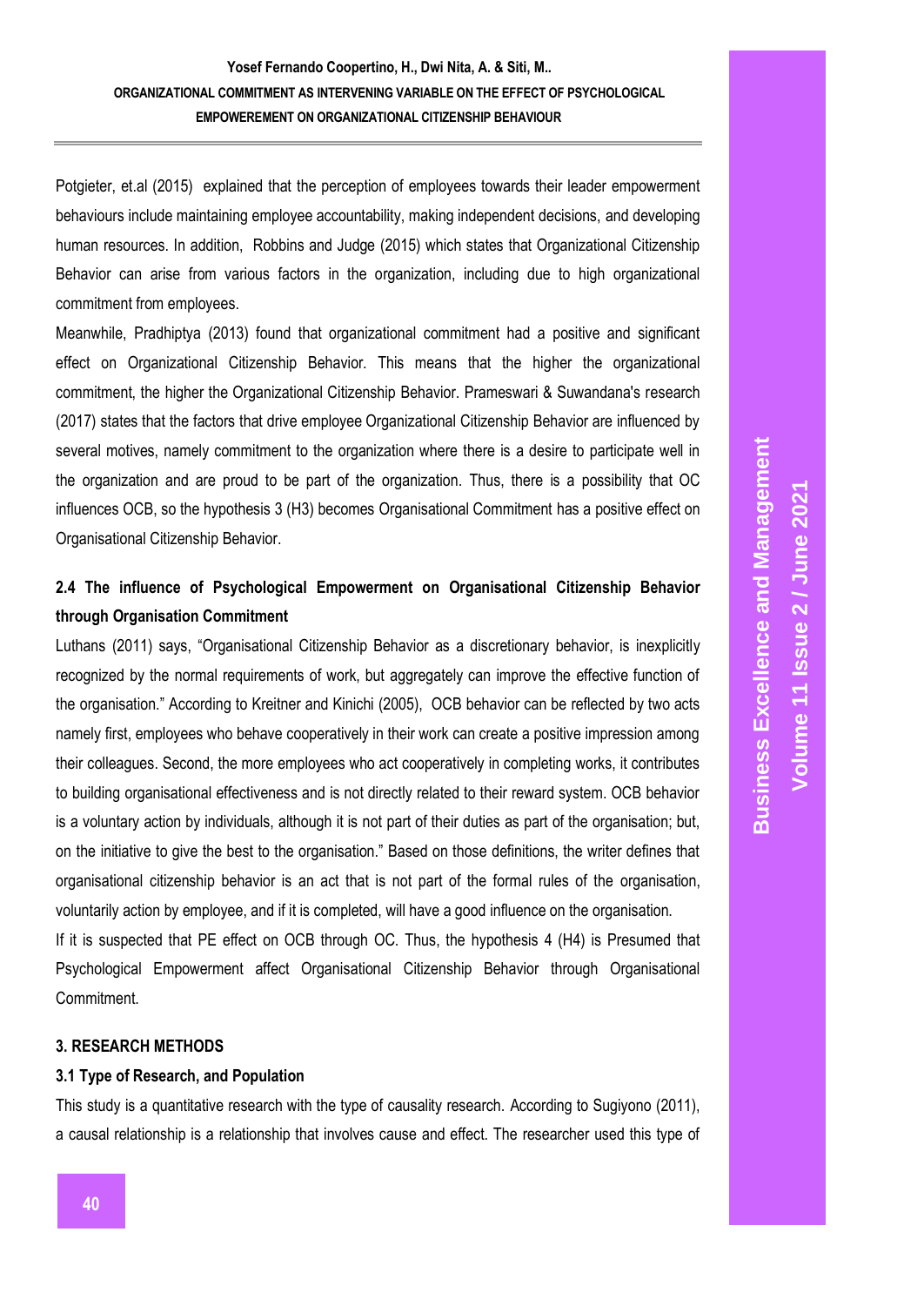Potgieter, et.al (2015) explained that the perception of employees towards their leader empowerment behaviours include maintaining employee accountability, making independent decisions, and developing human resources. In addition, Robbins and Judge (2015) which states that Organizational Citizenship Behavior can arise from various factors in the organization, including due to high organizational commitment from employees.

Meanwhile, Pradhiptya (2013) found that organizational commitment had a positive and significant effect on Organizational Citizenship Behavior. This means that the higher the organizational commitment, the higher the Organizational Citizenship Behavior. Prameswari & Suwandana's research (2017) states that the factors that drive employee Organizational Citizenship Behavior are influenced by several motives, namely commitment to the organization where there is a desire to participate well in the organization and are proud to be part of the organization. Thus, there is a possibility that OC influences OCB, so the hypothesis 3 (H3) becomes Organisational Commitment has a positive effect on Organisational Citizenship Behavior.

### 2.4 The influence of Psychological Empowerment on Organisational Citizenship Behavior through Organisation Commitment

Luthans (2011) says, "Organisational Citizenship Behavior as a discretionary behavior, is inexplicitly recognized by the normal requirements of work, but aggregately can improve the effective function of the organisation." According to Kreitner and Kinichi (2005), OCB behavior can be reflected by two acts namely first, employees who behave cooperatively in their work can create a positive impression among their colleagues. Second, the more employees who act cooperatively in completing works, it contributes to building organisational effectiveness and is not directly related to their reward system. OCB behavior is a voluntary action by individuals, although it is not part of their duties as part of the organisation; but, on the initiative to give the best to the organisation." Based on those definitions, the writer defines that organisational citizenship behavior is an act that is not part of the formal rules of the organisation, voluntarily action by employee, and if it is completed, will have a good influence on the organisation.

If it is suspected that PE effect on OCB through OC. Thus, the hypothesis 4 (H4) is Presumed that Psychological Empowerment affect Organisational Citizenship Behavior through Organisational Commitment.

## 3. RESEARCH METHODS

### 3.1 Type of Research, and Population

This study is a quantitative research with the type of causality research. According to Sugiyono (2011), a causal relationship is a relationship that involves cause and effect. The researcher used this type of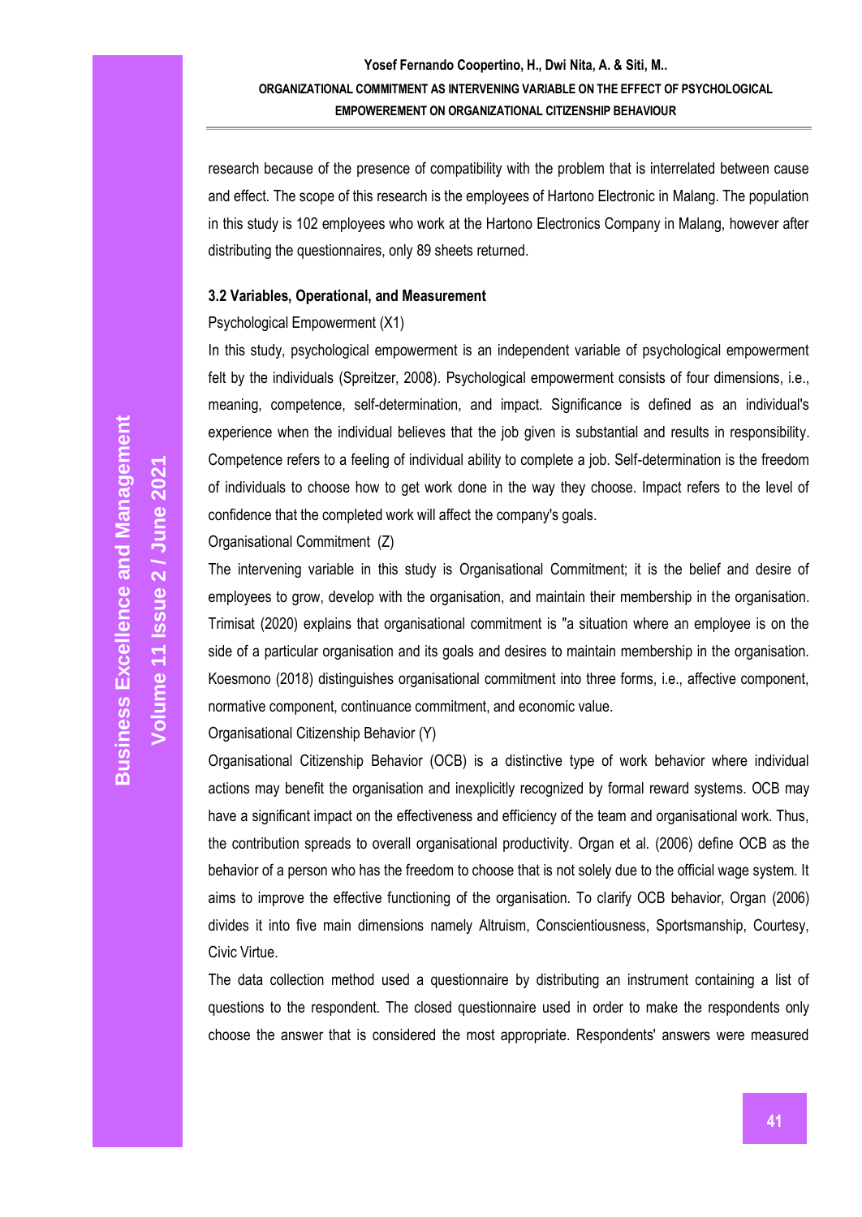research because of the presence of compatibility with the problem that is interrelated between cause and effect. The scope of this research is the employees of Hartono Electronic in Malang. The population in this study is 102 employees who work at the Hartono Electronics Company in Malang, however after distributing the questionnaires, only 89 sheets returned.

### 3.2 Variables, Operational, and Measurement

Psychological Empowerment (X1)

In this study, psychological empowerment is an independent variable of psychological empowerment felt by the individuals (Spreitzer, 2008). Psychological empowerment consists of four dimensions, i.e., meaning, competence, self-determination, and impact. Significance is defined as an individual's experience when the individual believes that the job given is substantial and results in responsibility. Competence refers to a feeling of individual ability to complete a job. Self-determination is the freedom of individuals to choose how to get work done in the way they choose. Impact refers to the level of confidence that the completed work will affect the company's goals.

Organisational Commitment (Z)

The intervening variable in this study is Organisational Commitment; it is the belief and desire of employees to grow, develop with the organisation, and maintain their membership in the organisation. Trimisat (2020) explains that organisational commitment is "a situation where an employee is on the side of a particular organisation and its goals and desires to maintain membership in the organisation. Koesmono (2018) distinguishes organisational commitment into three forms, i.e., affective component, normative component, continuance commitment, and economic value.

Organisational Citizenship Behavior (Y)

Organisational Citizenship Behavior (OCB) is a distinctive type of work behavior where individual actions may benefit the organisation and inexplicitly recognized by formal reward systems. OCB may have a significant impact on the effectiveness and efficiency of the team and organisational work. Thus, the contribution spreads to overall organisational productivity. Organ et al. (2006) define OCB as the behavior of a person who has the freedom to choose that is not solely due to the official wage system. It aims to improve the effective functioning of the organisation. To clarify OCB behavior, Organ (2006) divides it into five main dimensions namely Altruism, Conscientiousness, Sportsmanship, Courtesy, Civic Virtue.

The data collection method used a questionnaire by distributing an instrument containing a list of questions to the respondent. The closed questionnaire used in order to make the respondents only choose the answer that is considered the most appropriate. Respondents' answers were measured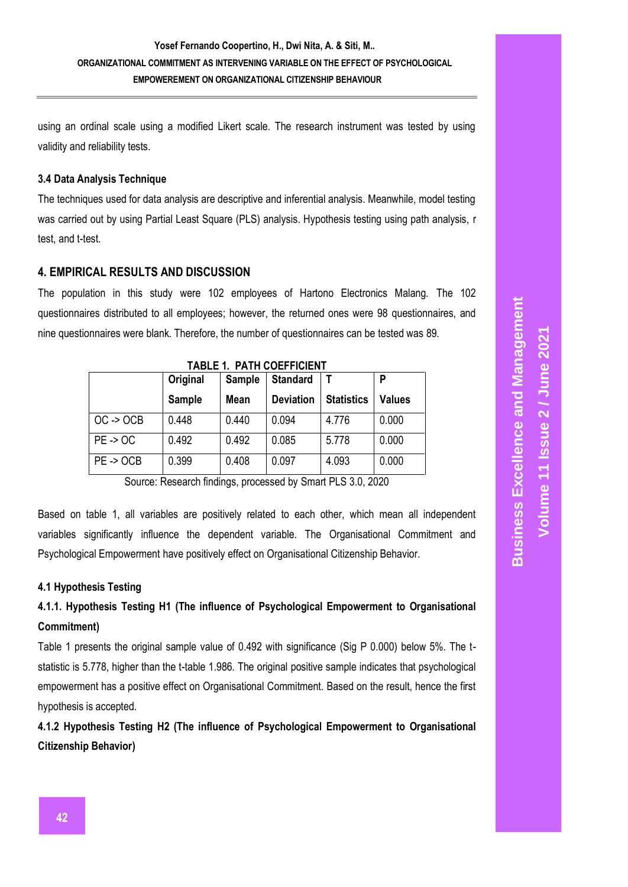using an ordinal scale using a modified Likert scale. The research instrument was tested by using validity and reliability tests.

### 3.4 Data Analysis Technique

The techniques used for data analysis are descriptive and inferential analysis. Meanwhile, model testing was carried out by using Partial Least Square (PLS) analysis. Hypothesis testing using path analysis, r test, and t-test.

## 4. EMPIRICAL RESULTS AND DISCUSSION

The population in this study were 102 employees of Hartono Electronics Malang. The 102 questionnaires distributed to all employees; however, the returned ones were 98 questionnaires, and nine questionnaires were blank. Therefore, the number of questionnaires can be tested was 89.

**TABLE 1. PATH COEFFICIENT**

| | Original Sample | Sample Mean | Standard Deviation | T Statistics | P Values |
|---|---|---|---|---|---|
| OC -> OCB | 0.448 | 0.440 | 0.094 | 4.776 | 0.000 |
| PE -> OC | 0.492 | 0.492 | 0.085 | 5.778 | 0.000 |
| PE -> OCB | 0.399 | 0.408 | 0.097 | 4.093 | 0.000 |

Source: Research findings, processed by Smart PLS 3.0, 2020

Based on table 1, all variables are positively related to each other, which mean all independent variables significantly influence the dependent variable. The Organisational Commitment and Psychological Empowerment have positively effect on Organisational Citizenship Behavior.

#### 4.1 Hypothesis Testing

#### 4.1.1. Hypothesis Testing H1 (The influence of Psychological Empowerment to Organisational Commitment)

Table 1 presents the original sample value of 0.492 with significance (Sig P 0.000) below 5%. The t-statistic is 5.778, higher than the t-table 1.986. The original positive sample indicates that psychological empowerment has a positive effect on Organisational Commitment. Based on the result, hence the first hypothesis is accepted.

#### 4.1.2 Hypothesis Testing H2 (The influence of Psychological Empowerment to Organisational Citizenship Behavior)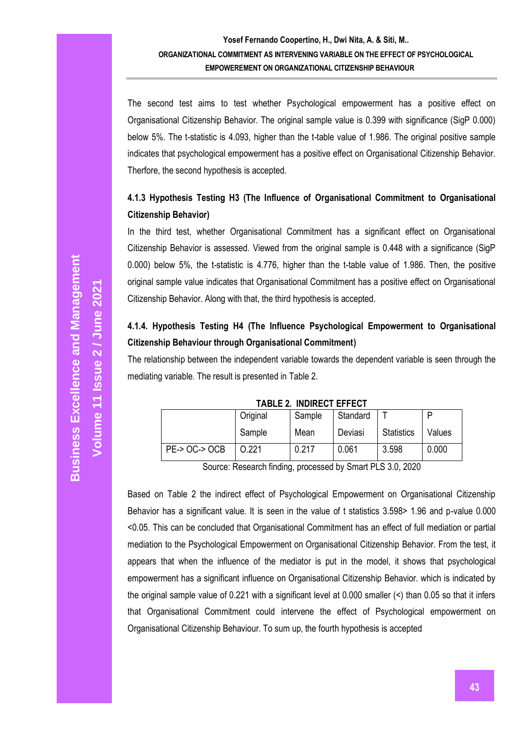The second test aims to test whether Psychological empowerment has a positive effect on Organisational Citizenship Behavior. The original sample value is 0.399 with significance (SigP 0.000) below 5%. The t-statistic is 4.093, higher than the t-table value of 1.986. The original positive sample indicates that psychological empowerment has a positive effect on Organisational Citizenship Behavior. Therfore, the second hypothesis is accepted.

### 4.1.3 Hypothesis Testing H3 (The Influence of Organisational Commitment to Organisational Citizenship Behavior)

In the third test, whether Organisational Commitment has a significant effect on Organisational Citizenship Behavior is assessed. Viewed from the original sample is 0.448 with a significance (SigP 0.000) below 5%, the t-statistic is 4.776, higher than the t-table value of 1.986. Then, the positive original sample value indicates that Organisational Commitment has a positive effect on Organisational Citizenship Behavior. Along with that, the third hypothesis is accepted.

### 4.1.4. Hypothesis Testing H4 (The Influence Psychological Empowerment to Organisational Citizenship Behaviour through Organisational Commitment)

The relationship between the independent variable towards the dependent variable is seen through the mediating variable. The result is presented in Table 2.

**TABLE 2. INDIRECT EFFECT**

| | Original Sample | Sample Mean | Standard Deviasi | T Statistics | P Values |
|---|---|---|---|---|---|
| PE-> OC-> OCB | 0.221 | 0.217 | 0.061 | 3.598 | 0.000 |

Source: Research finding, processed by Smart PLS 3.0, 2020

Based on Table 2 the indirect effect of Psychological Empowerment on Organisational Citizenship Behavior has a significant value. It is seen in the value of t statistics 3.598> 1.96 and p-value 0.000 <0.05. This can be concluded that Organisational Commitment has an effect of full mediation or partial mediation to the Psychological Empowerment on Organisational Citizenship Behavior. From the test, it appears that when the influence of the mediator is put in the model, it shows that psychological empowerment has a significant influence on Organisational Citizenship Behavior. which is indicated by the original sample value of 0.221 with a significant level at 0.000 smaller (<) than 0.05 so that it infers that Organisational Commitment could intervene the effect of Psychological empowerment on Organisational Citizenship Behaviour. To sum up, the fourth hypothesis is accepted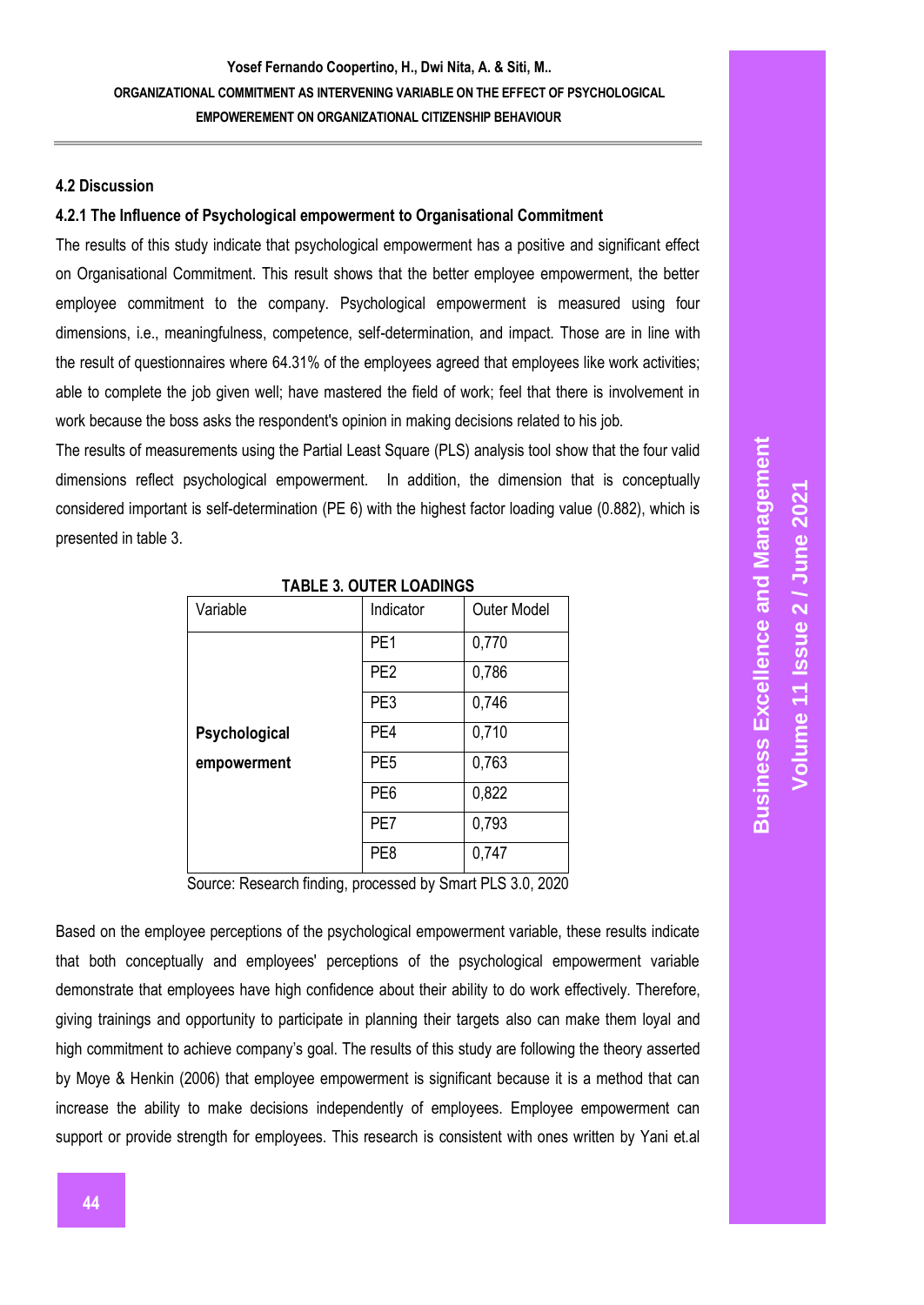#### 4.2 Discussion

#### 4.2.1 The Influence of Psychological empowerment to Organisational Commitment

The results of this study indicate that psychological empowerment has a positive and significant effect on Organisational Commitment. This result shows that the better employee empowerment, the better employee commitment to the company. Psychological empowerment is measured using four dimensions, i.e., meaningfulness, competence, self-determination, and impact. Those are in line with the result of questionnaires where 64.31% of the employees agreed that employees like work activities; able to complete the job given well; have mastered the field of work; feel that there is involvement in work because the boss asks the respondent's opinion in making decisions related to his job.

The results of measurements using the Partial Least Square (PLS) analysis tool show that the four valid dimensions reflect psychological empowerment. In addition, the dimension that is conceptually considered important is self-determination (PE 6) with the highest factor loading value (0.882), which is presented in table 3.

**TABLE 3. OUTER LOADINGS**

| Variable | Indicator | Outer Model |
|---|---|---|
| **Psychological empowerment** | PE1 | 0,770 |
| | PE2 | 0,786 |
| | PE3 | 0,746 |
| | PE4 | 0,710 |
| | PE5 | 0,763 |
| | PE6 | 0,822 |
| | PE7 | 0,793 |
| | PE8 | 0,747 |

Source: Research finding, processed by Smart PLS 3.0, 2020

Based on the employee perceptions of the psychological empowerment variable, these results indicate that both conceptually and employees' perceptions of the psychological empowerment variable demonstrate that employees have high confidence about their ability to do work effectively. Therefore, giving trainings and opportunity to participate in planning their targets also can make them loyal and high commitment to achieve company's goal. The results of this study are following the theory asserted by Moye & Henkin (2006) that employee empowerment is significant because it is a method that can increase the ability to make decisions independently of employees. Employee empowerment can support or provide strength for employees. This research is consistent with ones written by Yani et.al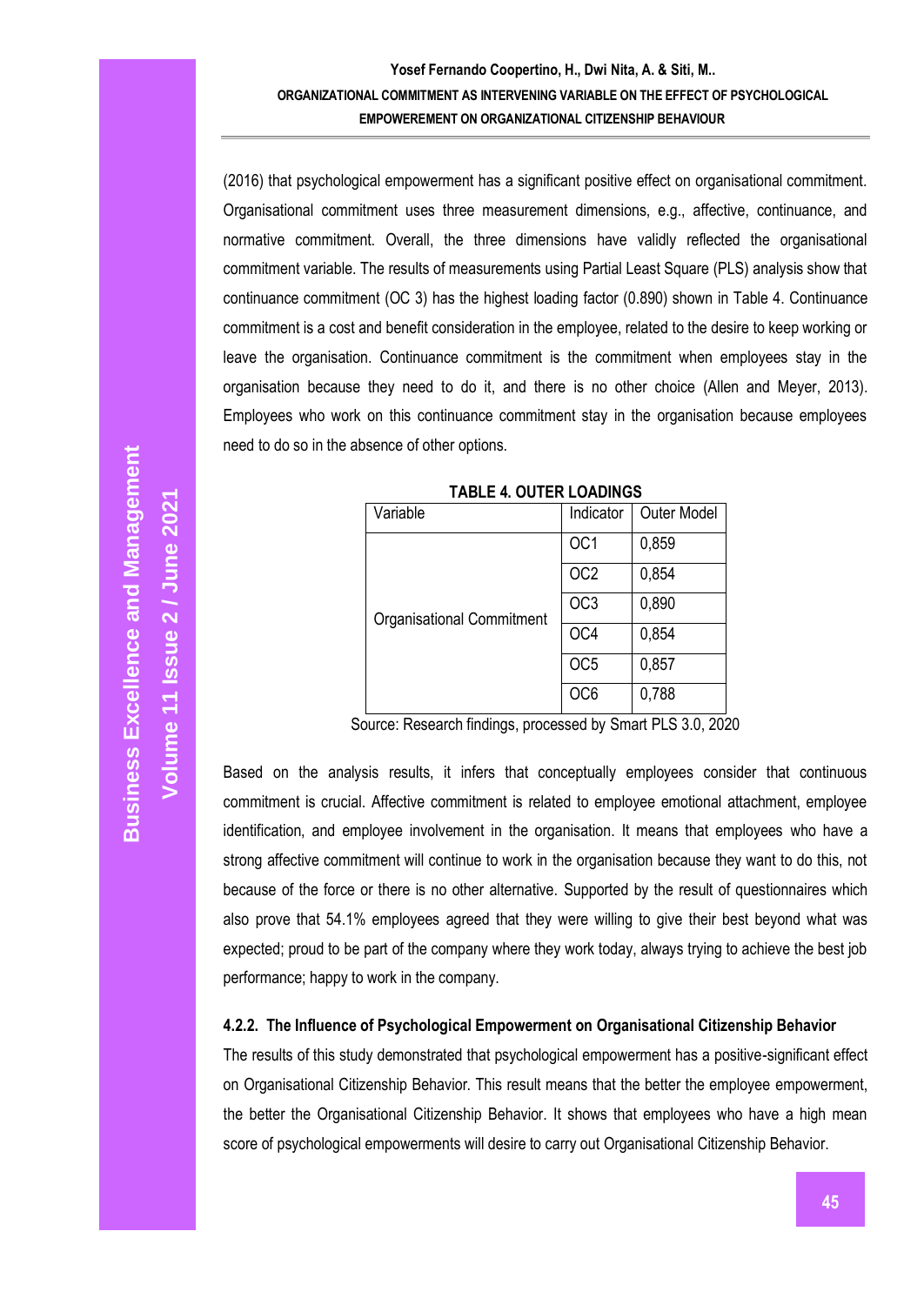(2016) that psychological empowerment has a significant positive effect on organisational commitment. Organisational commitment uses three measurement dimensions, e.g., affective, continuance, and normative commitment. Overall, the three dimensions have validly reflected the organisational commitment variable. The results of measurements using Partial Least Square (PLS) analysis show that continuance commitment (OC 3) has the highest loading factor (0.890) shown in Table 4. Continuance commitment is a cost and benefit consideration in the employee, related to the desire to keep working or leave the organisation. Continuance commitment is the commitment when employees stay in the organisation because they need to do it, and there is no other choice (Allen and Meyer, 2013). Employees who work on this continuance commitment stay in the organisation because employees need to do so in the absence of other options.

**TABLE 4. OUTER LOADINGS**

| Variable | Indicator | Outer Model |
|---|---|---|
| Organisational Commitment | OC1 | 0,859 |
| | OC2 | 0,854 |
| | OC3 | 0,890 |
| | OC4 | 0,854 |
| | OC5 | 0,857 |
| | OC6 | 0,788 |

Source: Research findings, processed by Smart PLS 3.0, 2020

Based on the analysis results, it infers that conceptually employees consider that continuous commitment is crucial. Affective commitment is related to employee emotional attachment, employee identification, and employee involvement in the organisation. It means that employees who have a strong affective commitment will continue to work in the organisation because they want to do this, not because of the force or there is no other alternative. Supported by the result of questionnaires which also prove that 54.1% employees agreed that they were willing to give their best beyond what was expected; proud to be part of the company where they work today, always trying to achieve the best job performance; happy to work in the company.

#### 4.2.2. The Influence of Psychological Empowerment on Organisational Citizenship Behavior

The results of this study demonstrated that psychological empowerment has a positive-significant effect on Organisational Citizenship Behavior. This result means that the better the employee empowerment, the better the Organisational Citizenship Behavior. It shows that employees who have a high mean score of psychological empowerments will desire to carry out Organisational Citizenship Behavior.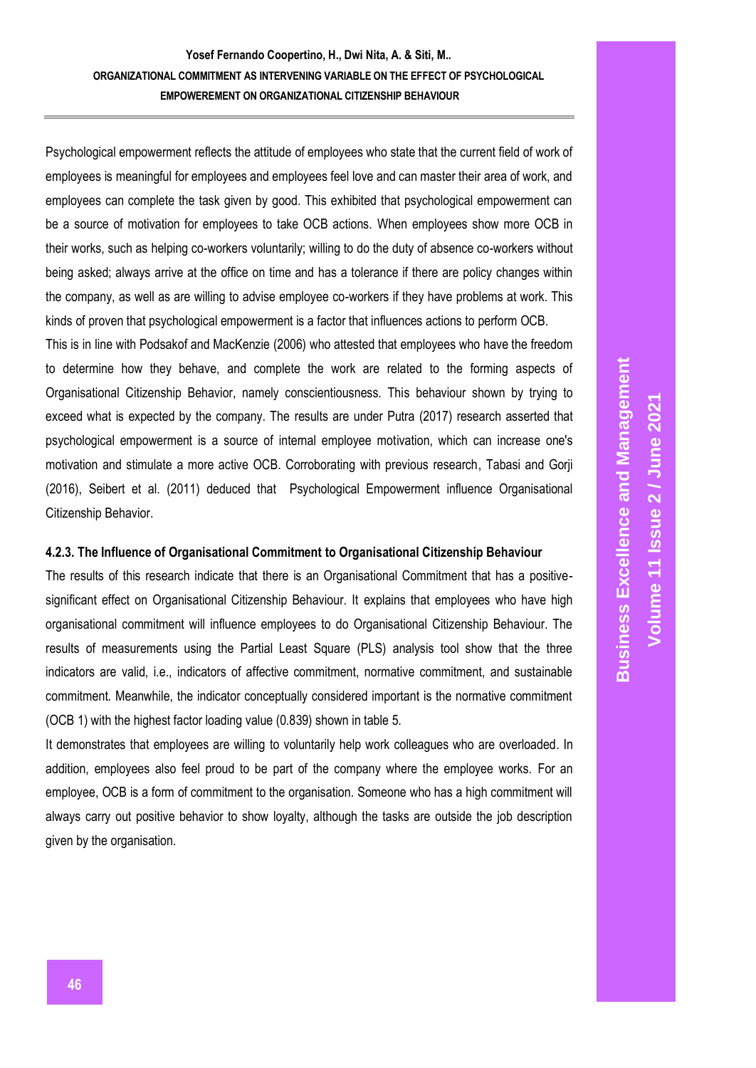Psychological empowerment reflects the attitude of employees who state that the current field of work of employees is meaningful for employees and employees feel love and can master their area of work, and employees can complete the task given by good. This exhibited that psychological empowerment can be a source of motivation for employees to take OCB actions. When employees show more OCB in their works, such as helping co-workers voluntarily; willing to do the duty of absence co-workers without being asked; always arrive at the office on time and has a tolerance if there are policy changes within the company, as well as are willing to advise employee co-workers if they have problems at work. This kinds of proven that psychological empowerment is a factor that influences actions to perform OCB.

This is in line with Podsakof and MacKenzie (2006) who attested that employees who have the freedom to determine how they behave, and complete the work are related to the forming aspects of Organisational Citizenship Behavior, namely conscientiousness. This behaviour shown by trying to exceed what is expected by the company. The results are under Putra (2017) research asserted that psychological empowerment is a source of internal employee motivation, which can increase one's motivation and stimulate a more active OCB. Corroborating with previous research, Tabasi and Gorji (2016), Seibert et al. (2011) deduced that Psychological Empowerment influence Organisational Citizenship Behavior.

#### 4.2.3. The Influence of Organisational Commitment to Organisational Citizenship Behaviour

The results of this research indicate that there is an Organisational Commitment that has a positive-significant effect on Organisational Citizenship Behaviour. It explains that employees who have high organisational commitment will influence employees to do Organisational Citizenship Behaviour. The results of measurements using the Partial Least Square (PLS) analysis tool show that the three indicators are valid, i.e., indicators of affective commitment, normative commitment, and sustainable commitment. Meanwhile, the indicator conceptually considered important is the normative commitment (OCB 1) with the highest factor loading value (0.839) shown in table 5.

It demonstrates that employees are willing to voluntarily help work colleagues who are overloaded. In addition, employees also feel proud to be part of the company where the employee works. For an employee, OCB is a form of commitment to the organisation. Someone who has a high commitment will always carry out positive behavior to show loyalty, although the tasks are outside the job description given by the organisation.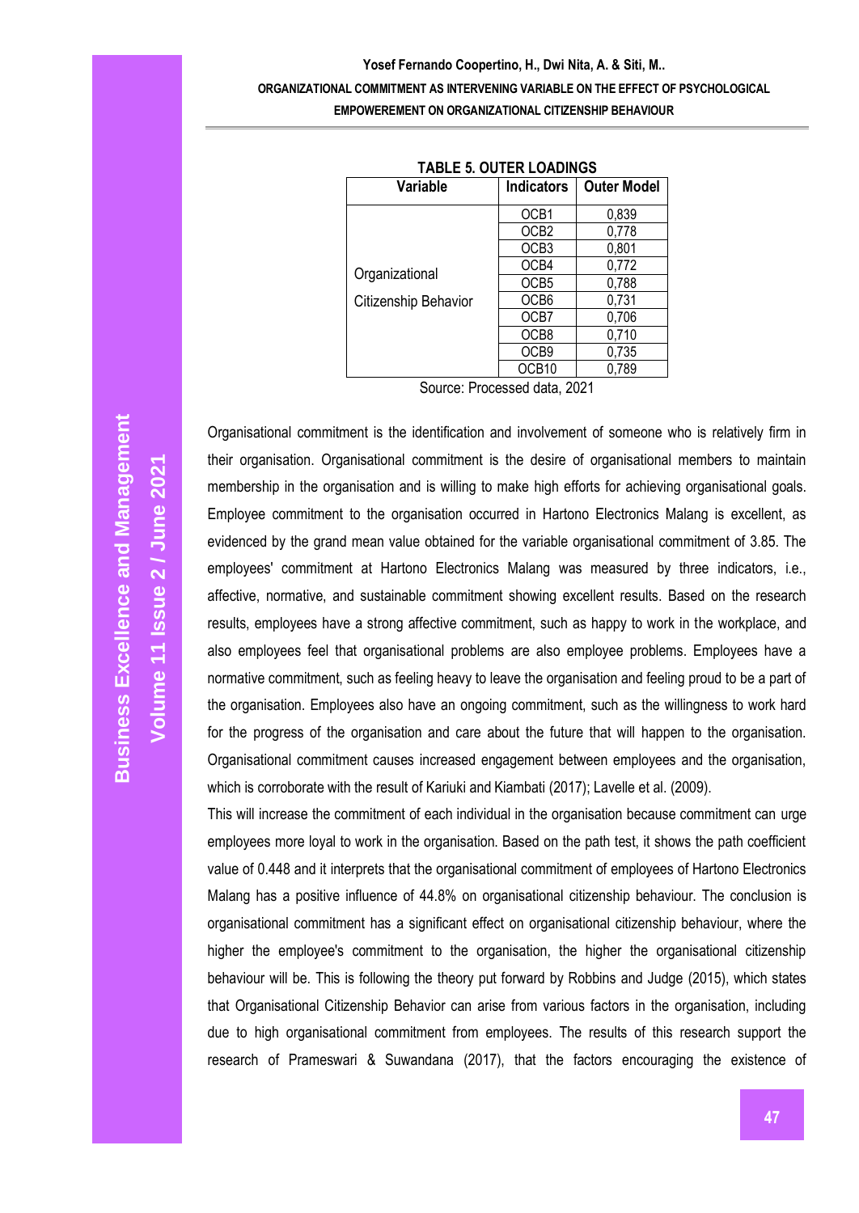**TABLE 5. OUTER LOADINGS**

| Variable | Indicators | Outer Model |
|---|---|---|
| Organizational Citizenship Behavior | OCB1 | 0,839 |
| | OCB2 | 0,778 |
| | OCB3 | 0,801 |
| | OCB4 | 0,772 |
| | OCB5 | 0,788 |
| | OCB6 | 0,731 |
| | OCB7 | 0,706 |
| | OCB8 | 0,710 |
| | OCB9 | 0,735 |
| | OCB10 | 0,789 |

Source: Processed data, 2021

Organisational commitment is the identification and involvement of someone who is relatively firm in their organisation. Organisational commitment is the desire of organisational members to maintain membership in the organisation and is willing to make high efforts for achieving organisational goals. Employee commitment to the organisation occurred in Hartono Electronics Malang is excellent, as evidenced by the grand mean value obtained for the variable organisational commitment of 3.85. The employees' commitment at Hartono Electronics Malang was measured by three indicators, i.e., affective, normative, and sustainable commitment showing excellent results. Based on the research results, employees have a strong affective commitment, such as happy to work in the workplace, and also employees feel that organisational problems are also employee problems. Employees have a normative commitment, such as feeling heavy to leave the organisation and feeling proud to be a part of the organisation. Employees also have an ongoing commitment, such as the willingness to work hard for the progress of the organisation and care about the future that will happen to the organisation. Organisational commitment causes increased engagement between employees and the organisation, which is corroborate with the result of Kariuki and Kiambati (2017); Lavelle et al. (2009).

This will increase the commitment of each individual in the organisation because commitment can urge employees more loyal to work in the organisation. Based on the path test, it shows the path coefficient value of 0.448 and it interprets that the organisational commitment of employees of Hartono Electronics Malang has a positive influence of 44.8% on organisational citizenship behaviour. The conclusion is organisational commitment has a significant effect on organisational citizenship behaviour, where the higher the employee's commitment to the organisation, the higher the organisational citizenship behaviour will be. This is following the theory put forward by Robbins and Judge (2015), which states that Organisational Citizenship Behavior can arise from various factors in the organisation, including due to high organisational commitment from employees. The results of this research support the research of Prameswari & Suwandana (2017), that the factors encouraging the existence of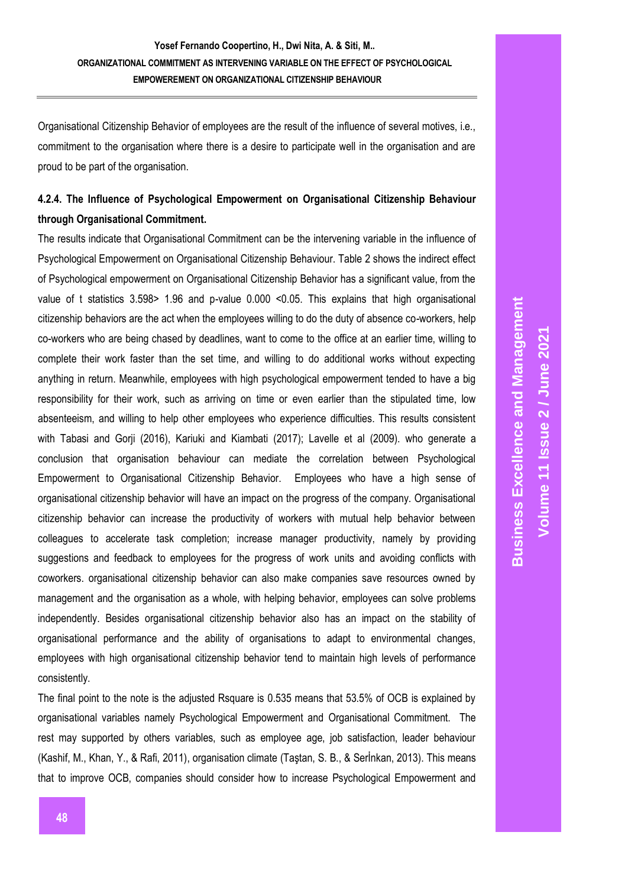Organisational Citizenship Behavior of employees are the result of the influence of several motives, i.e., commitment to the organisation where there is a desire to participate well in the organisation and are proud to be part of the organisation.

### 4.2.4. The Influence of Psychological Empowerment on Organisational Citizenship Behaviour through Organisational Commitment.

The results indicate that Organisational Commitment can be the intervening variable in the influence of Psychological Empowerment on Organisational Citizenship Behaviour. Table 2 shows the indirect effect of Psychological empowerment on Organisational Citizenship Behavior has a significant value, from the value of t statistics 3.598> 1.96 and p-value 0.000 <0.05. This explains that high organisational citizenship behaviors are the act when the employees willing to do the duty of absence co-workers, help co-workers who are being chased by deadlines, want to come to the office at an earlier time, willing to complete their work faster than the set time, and willing to do additional works without expecting anything in return. Meanwhile, employees with high psychological empowerment tended to have a big responsibility for their work, such as arriving on time or even earlier than the stipulated time, low absenteeism, and willing to help other employees who experience difficulties. This results consistent with Tabasi and Gorji (2016), Kariuki and Kiambati (2017); Lavelle et al (2009). who generate a conclusion that organisation behaviour can mediate the correlation between Psychological Empowerment to Organisational Citizenship Behavior. Employees who have a high sense of organisational citizenship behavior will have an impact on the progress of the company. Organisational citizenship behavior can increase the productivity of workers with mutual help behavior between colleagues to accelerate task completion; increase manager productivity, namely by providing suggestions and feedback to employees for the progress of work units and avoiding conflicts with coworkers. organisational citizenship behavior can also make companies save resources owned by management and the organisation as a whole, with helping behavior, employees can solve problems independently. Besides organisational citizenship behavior also has an impact on the stability of organisational performance and the ability of organisations to adapt to environmental changes, employees with high organisational citizenship behavior tend to maintain high levels of performance consistently.

The final point to the note is the adjusted Rsquare is 0.535 means that 53.5% of OCB is explained by organisational variables namely Psychological Empowerment and Organisational Commitment. The rest may supported by others variables, such as employee age, job satisfaction, leader behaviour (Kashif, M., Khan, Y., & Rafi, 2011), organisation climate (Taştan, S. B., & Serİnkan, 2013). This means that to improve OCB, companies should consider how to increase Psychological Empowerment and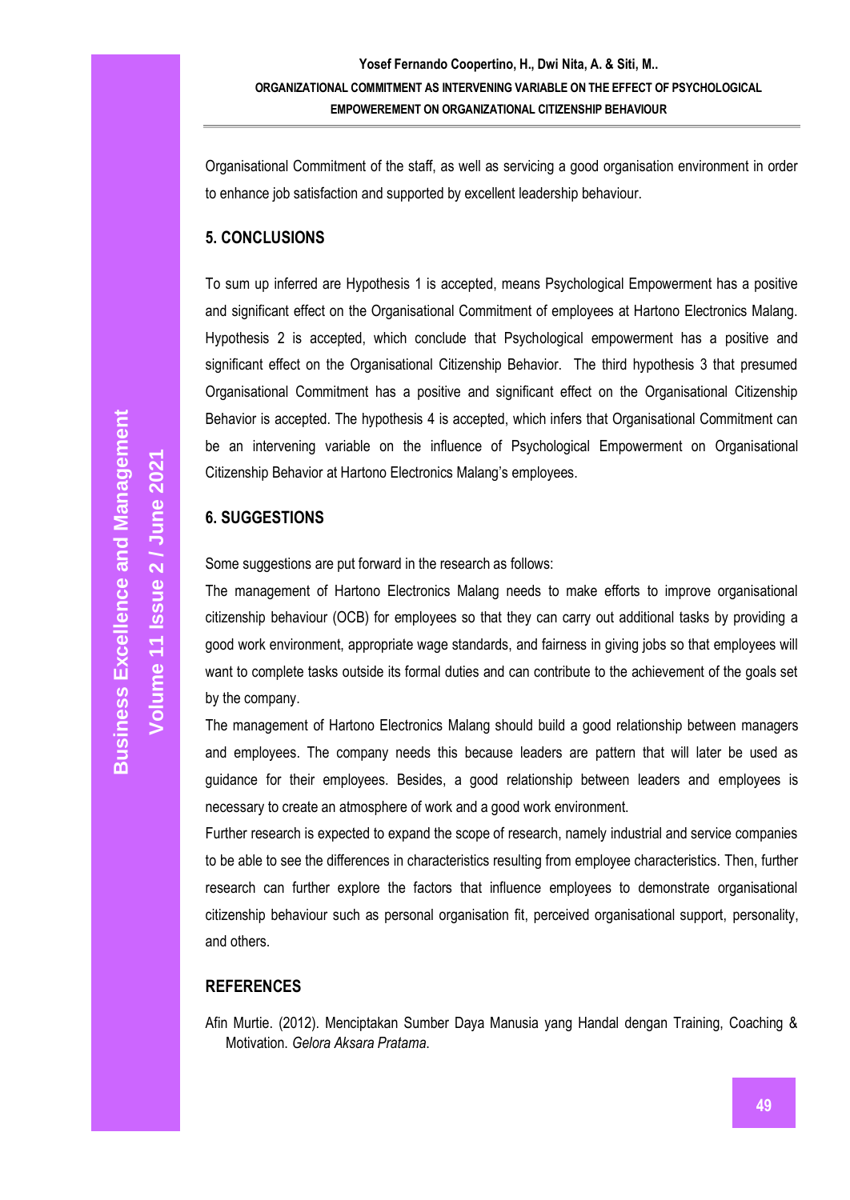Organisational Commitment of the staff, as well as servicing a good organisation environment in order to enhance job satisfaction and supported by excellent leadership behaviour.

## 5. CONCLUSIONS

To sum up inferred are Hypothesis 1 is accepted, means Psychological Empowerment has a positive and significant effect on the Organisational Commitment of employees at Hartono Electronics Malang. Hypothesis 2 is accepted, which conclude that Psychological empowerment has a positive and significant effect on the Organisational Citizenship Behavior. The third hypothesis 3 that presumed Organisational Commitment has a positive and significant effect on the Organisational Citizenship Behavior is accepted. The hypothesis 4 is accepted, which infers that Organisational Commitment can be an intervening variable on the influence of Psychological Empowerment on Organisational Citizenship Behavior at Hartono Electronics Malang's employees.

## 6. SUGGESTIONS

Some suggestions are put forward in the research as follows:

The management of Hartono Electronics Malang needs to make efforts to improve organisational citizenship behaviour (OCB) for employees so that they can carry out additional tasks by providing a good work environment, appropriate wage standards, and fairness in giving jobs so that employees will want to complete tasks outside its formal duties and can contribute to the achievement of the goals set by the company.

The management of Hartono Electronics Malang should build a good relationship between managers and employees. The company needs this because leaders are pattern that will later be used as guidance for their employees. Besides, a good relationship between leaders and employees is necessary to create an atmosphere of work and a good work environment.

Further research is expected to expand the scope of research, namely industrial and service companies to be able to see the differences in characteristics resulting from employee characteristics. Then, further research can further explore the factors that influence employees to demonstrate organisational citizenship behaviour such as personal organisation fit, perceived organisational support, personality, and others.

## REFERENCES

Afin Murtie. (2012). Menciptakan Sumber Daya Manusia yang Handal dengan Training, Coaching & Motivation. *Gelora Aksara Pratama*.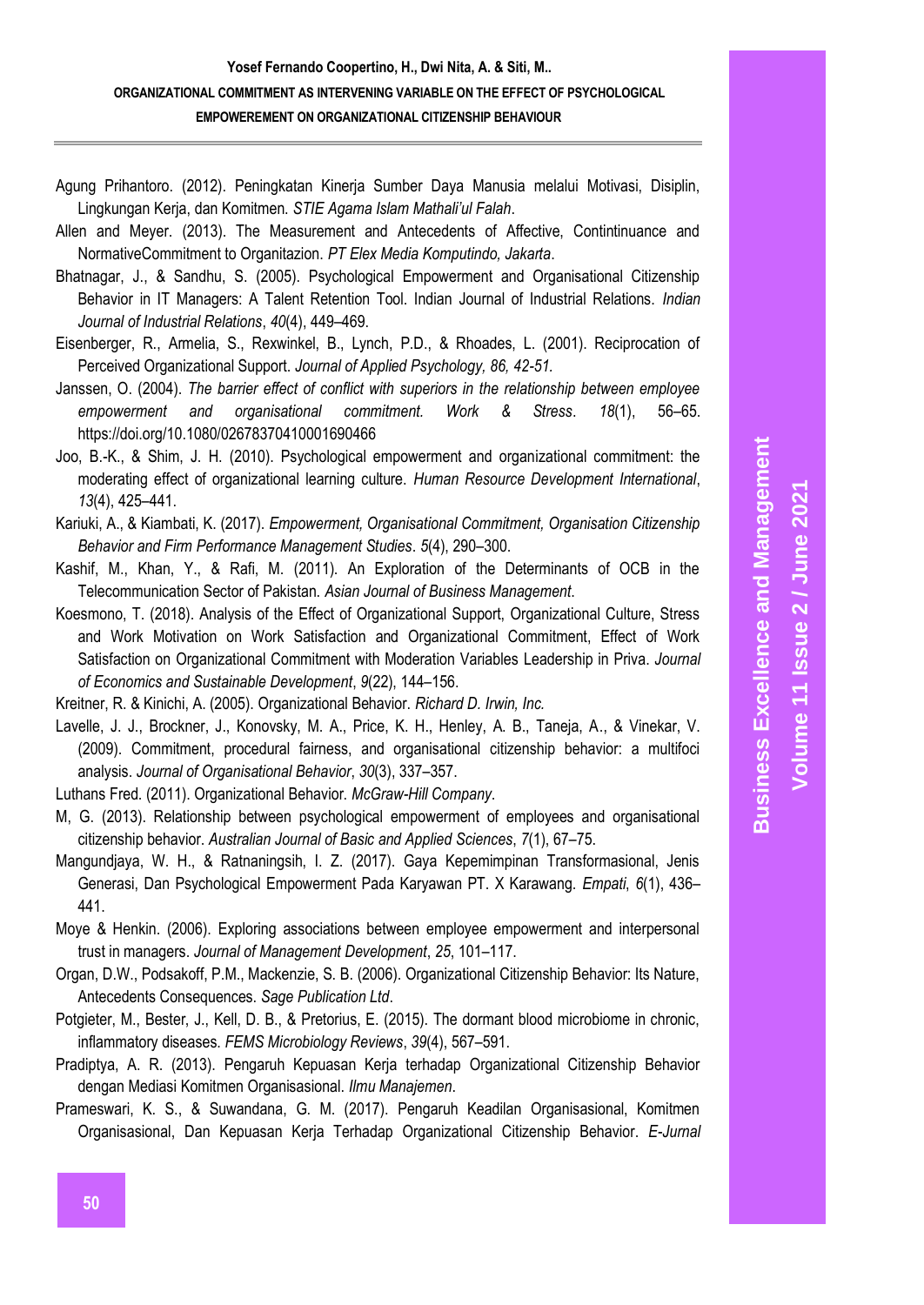Agung Prihantoro. (2012). Peningkatan Kinerja Sumber Daya Manusia melalui Motivasi, Disiplin, Lingkungan Kerja, dan Komitmen. *STIE Agama Islam Mathali'ul Falah*.

Allen and Meyer. (2013). The Measurement and Antecedents of Affective, Contintinuance and NormativeCommitment to Organitazion. *PT Elex Media Komputindo, Jakarta*.

Bhatnagar, J., & Sandhu, S. (2005). Psychological Empowerment and Organisational Citizenship Behavior in IT Managers: A Talent Retention Tool. Indian Journal of Industrial Relations. *Indian Journal of Industrial Relations*, *40*(4), 449–469.

Eisenberger, R., Armelia, S., Rexwinkel, B., Lynch, P.D., & Rhoades, L. (2001). Reciprocation of Perceived Organizational Support. *Journal of Applied Psychology, 86, 42-51.*

Janssen, O. (2004). *The barrier effect of conflict with superiors in the relationship between employee empowerment and organisational commitment. Work & Stress*. *18*(1), 56–65. https://doi.org/10.1080/02678370410001690466

Joo, B.-K., & Shim, J. H. (2010). Psychological empowerment and organizational commitment: the moderating effect of organizational learning culture. *Human Resource Development International*, *13*(4), 425–441.

Kariuki, A., & Kiambati, K. (2017). *Empowerment, Organisational Commitment, Organisation Citizenship Behavior and Firm Performance Management Studies*. *5*(4), 290–300.

Kashif, M., Khan, Y., & Rafi, M. (2011). An Exploration of the Determinants of OCB in the Telecommunication Sector of Pakistan. *Asian Journal of Business Management*.

Koesmono, T. (2018). Analysis of the Effect of Organizational Support, Organizational Culture, Stress and Work Motivation on Work Satisfaction and Organizational Commitment, Effect of Work Satisfaction on Organizational Commitment with Moderation Variables Leadership in Priva. *Journal of Economics and Sustainable Development*, *9*(22), 144–156.

Kreitner, R. & Kinichi, A. (2005). Organizational Behavior. *Richard D. Irwin, Inc.*

Lavelle, J. J., Brockner, J., Konovsky, M. A., Price, K. H., Henley, A. B., Taneja, A., & Vinekar, V. (2009). Commitment, procedural fairness, and organisational citizenship behavior: a multifoci analysis. *Journal of Organisational Behavior*, *30*(3), 337–357.

Luthans Fred. (2011). Organizational Behavior. *McGraw-Hill Company*.

M, G. (2013). Relationship between psychological empowerment of employees and organisational citizenship behavior. *Australian Journal of Basic and Applied Sciences*, *7*(1), 67–75.

Mangundjaya, W. H., & Ratnaningsih, I. Z. (2017). Gaya Kepemimpinan Transformasional, Jenis Generasi, Dan Psychological Empowerment Pada Karyawan PT. X Karawang. *Empati*, *6*(1), 436–441.

Moye & Henkin. (2006). Exploring associations between employee empowerment and interpersonal trust in managers. *Journal of Management Development*, *25*, 101–117.

Organ, D.W., Podsakoff, P.M., Mackenzie, S. B. (2006). Organizational Citizenship Behavior: Its Nature, Antecedents Consequences. *Sage Publication Ltd*.

Potgieter, M., Bester, J., Kell, D. B., & Pretorius, E. (2015). The dormant blood microbiome in chronic, inflammatory diseases. *FEMS Microbiology Reviews*, *39*(4), 567–591.

Pradiptya, A. R. (2013). Pengaruh Kepuasan Kerja terhadap Organizational Citizenship Behavior dengan Mediasi Komitmen Organisasional. *Ilmu Manajemen*.

Prameswari, K. S., & Suwandana, G. M. (2017). Pengaruh Keadilan Organisasional, Komitmen Organisasional, Dan Kepuasan Kerja Terhadap Organizational Citizenship Behavior. *E-Jurnal*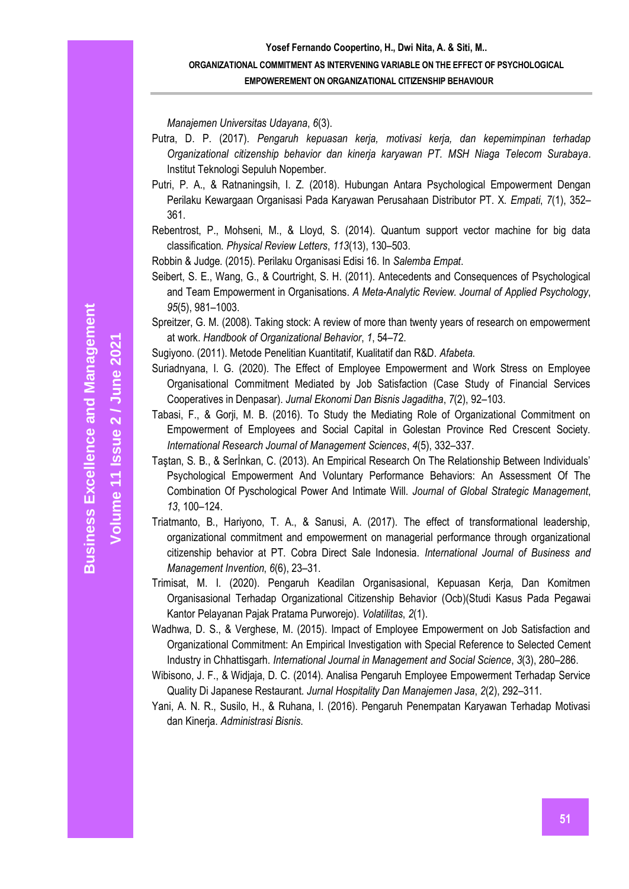*Manajemen Universitas Udayana*, *6*(3).

Putra, D. P. (2017). *Pengaruh kepuasan kerja, motivasi kerja, dan kepemimpinan terhadap Organizational citizenship behavior dan kinerja karyawan PT. MSH Niaga Telecom Surabaya*. Institut Teknologi Sepuluh Nopember.

Putri, P. A., & Ratnaningsih, I. Z. (2018). Hubungan Antara Psychological Empowerment Dengan Perilaku Kewargaan Organisasi Pada Karyawan Perusahaan Distributor PT. X. *Empati*, *7*(1), 352–361.

Rebentrost, P., Mohseni, M., & Lloyd, S. (2014). Quantum support vector machine for big data classification. *Physical Review Letters*, *113*(13), 130–503.

Robbin & Judge. (2015). Perilaku Organisasi Edisi 16. In *Salemba Empat*.

Seibert, S. E., Wang, G., & Courtright, S. H. (2011). Antecedents and Consequences of Psychological and Team Empowerment in Organisations. *A Meta-Analytic Review. Journal of Applied Psychology*, *95*(5), 981–1003.

Spreitzer, G. M. (2008). Taking stock: A review of more than twenty years of research on empowerment at work. *Handbook of Organizational Behavior*, *1*, 54–72.

Sugiyono. (2011). Metode Penelitian Kuantitatif, Kualitatif dan R&D. *Afabeta*.

Suriadnyana, I. G. (2020). The Effect of Employee Empowerment and Work Stress on Employee Organisational Commitment Mediated by Job Satisfaction (Case Study of Financial Services Cooperatives in Denpasar). *Jurnal Ekonomi Dan Bisnis Jagaditha*, *7*(2), 92–103.

Tabasi, F., & Gorji, M. B. (2016). To Study the Mediating Role of Organizational Commitment on Empowerment of Employees and Social Capital in Golestan Province Red Crescent Society. *International Research Journal of Management Sciences*, *4*(5), 332–337.

Taştan, S. B., & Serİnkan, C. (2013). An Empirical Research On The Relationship Between Individuals' Psychological Empowerment And Voluntary Performance Behaviors: An Assessment Of The Combination Of Pyschological Power And Intimate Will. *Journal of Global Strategic Management*, *13*, 100–124.

Triatmanto, B., Hariyono, T. A., & Sanusi, A. (2017). The effect of transformational leadership, organizational commitment and empowerment on managerial performance through organizational citizenship behavior at PT. Cobra Direct Sale Indonesia. *International Journal of Business and Management Invention*, *6*(6), 23–31.

Trimisat, M. I. (2020). Pengaruh Keadilan Organisasional, Kepuasan Kerja, Dan Komitmen Organisasional Terhadap Organizational Citizenship Behavior (Ocb)(Studi Kasus Pada Pegawai Kantor Pelayanan Pajak Pratama Purworejo). *Volatilitas*, *2*(1).

Wadhwa, D. S., & Verghese, M. (2015). Impact of Employee Empowerment on Job Satisfaction and Organizational Commitment: An Empirical Investigation with Special Reference to Selected Cement Industry in Chhattisgarh. *International Journal in Management and Social Science*, *3*(3), 280–286.

Wibisono, J. F., & Widjaja, D. C. (2014). Analisa Pengaruh Employee Empowerment Terhadap Service Quality Di Japanese Restaurant. *Jurnal Hospitality Dan Manajemen Jasa*, *2*(2), 292–311.

Yani, A. N. R., Susilo, H., & Ruhana, I. (2016). Pengaruh Penempatan Karyawan Terhadap Motivasi dan Kinerja. *Administrasi Bisnis*.